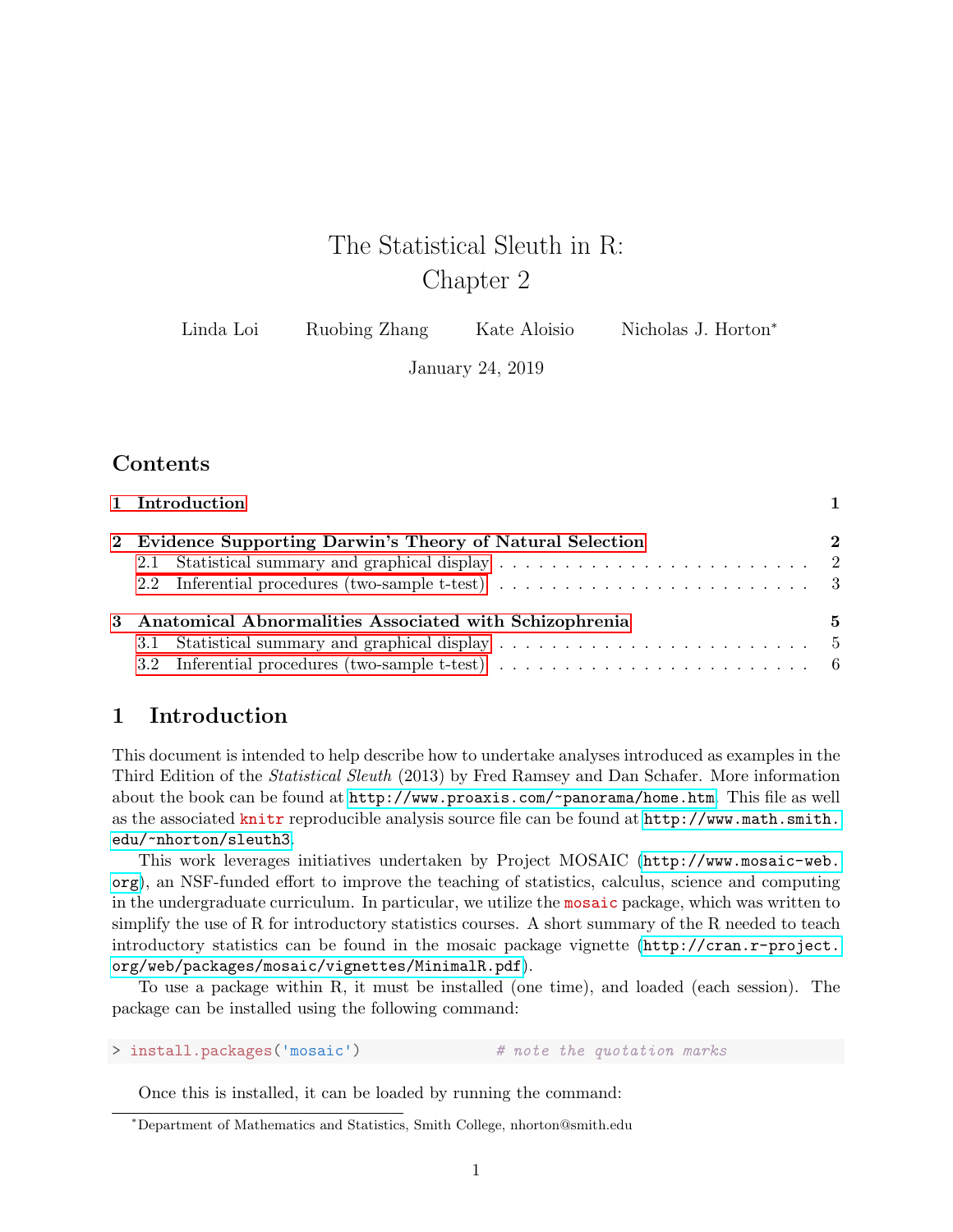# The Statistical Sleuth in R:
# Chapter 2

Linda Loi  Ruobing Zhang  Kate Aloisio  Nicholas J. Horton*

January 24, 2019

## Contents

- **1 Introduction** — 1
- **2 Evidence Supporting Darwin's Theory of Natural Selection** — 2
  - 2.1 Statistical summary and graphical display — 2
  - 2.2 Inferential procedures (two-sample t-test) — 3
- **3 Anatomical Abnormalities Associated with Schizophrenia** — 5
  - 3.1 Statistical summary and graphical display — 5
  - 3.2 Inferential procedures (two-sample t-test) — 6

## 1 Introduction

This document is intended to help describe how to undertake analyses introduced as examples in the Third Edition of the *Statistical Sleuth* (2013) by Fred Ramsey and Dan Schafer. More information about the book can be found at `http://www.proaxis.com/~panorama/home.htm`. This file as well as the associated `knitr` reproducible analysis source file can be found at `http://www.math.smith.edu/~nhorton/sleuth3`.

This work leverages initiatives undertaken by Project MOSAIC (`http://www.mosaic-web.org`), an NSF-funded effort to improve the teaching of statistics, calculus, science and computing in the undergraduate curriculum. In particular, we utilize the `mosaic` package, which was written to simplify the use of R for introductory statistics courses. A short summary of the R needed to teach introductory statistics can be found in the mosaic package vignette (`http://cran.r-project.org/web/packages/mosaic/vignettes/MinimalR.pdf`).

To use a package within R, it must be installed (one time), and loaded (each session). The package can be installed using the following command:

```
> install.packages('mosaic')              # note the quotation marks
```

Once this is installed, it can be loaded by running the command:

*Department of Mathematics and Statistics, Smith College, nhorton@smith.edu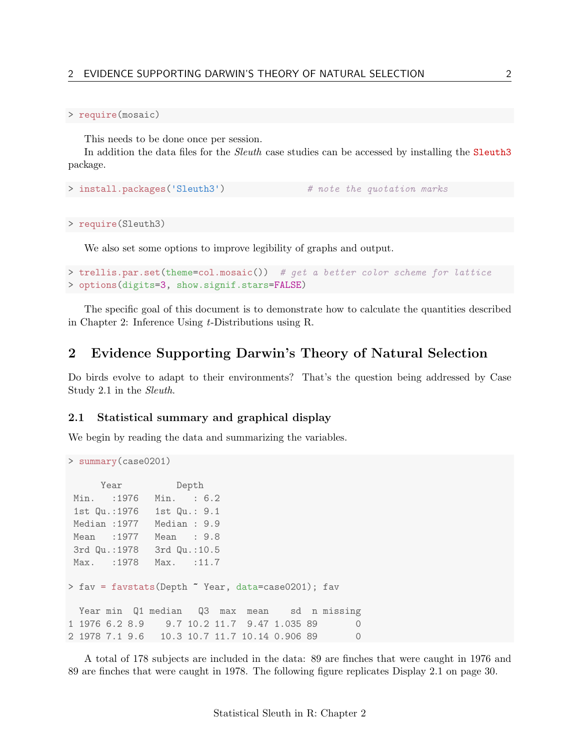```
> require(mosaic)
```

This needs to be done once per session.

In addition the data files for the *Sleuth* case studies can be accessed by installing the `Sleuth3` package.

```
> install.packages('Sleuth3')              # note the quotation marks
```

```
> require(Sleuth3)
```

We also set some options to improve legibility of graphs and output.

```
> trellis.par.set(theme=col.mosaic())  # get a better color scheme for lattice
> options(digits=3, show.signif.stars=FALSE)
```

The specific goal of this document is to demonstrate how to calculate the quantities described in Chapter 2: Inference Using $t$-Distributions using R.

# 2 Evidence Supporting Darwin's Theory of Natural Selection

Do birds evolve to adapt to their environments? That's the question being addressed by Case Study 2.1 in the *Sleuth*.

## 2.1 Statistical summary and graphical display

We begin by reading the data and summarizing the variables.

```
> summary(case0201)

      Year          Depth      
 Min.   :1976   Min.   : 6.2  
 1st Qu.:1976   1st Qu.: 9.1  
 Median :1977   Median : 9.9  
 Mean   :1977   Mean   : 9.8  
 3rd Qu.:1978   3rd Qu.:10.5  
 Max.   :1978   Max.   :11.7  

> fav = favstats(Depth ~ Year, data=case0201); fav

  Year min  Q1 median   Q3  max  mean    sd  n missing
1 1976 6.2 8.9    9.7 10.2 11.7  9.47 1.035 89       0
2 1978 7.1 9.6   10.3 10.7 11.7 10.14 0.906 89       0
```

A total of 178 subjects are included in the data: 89 are finches that were caught in 1976 and 89 are finches that were caught in 1978. The following figure replicates Display 2.1 on page 30.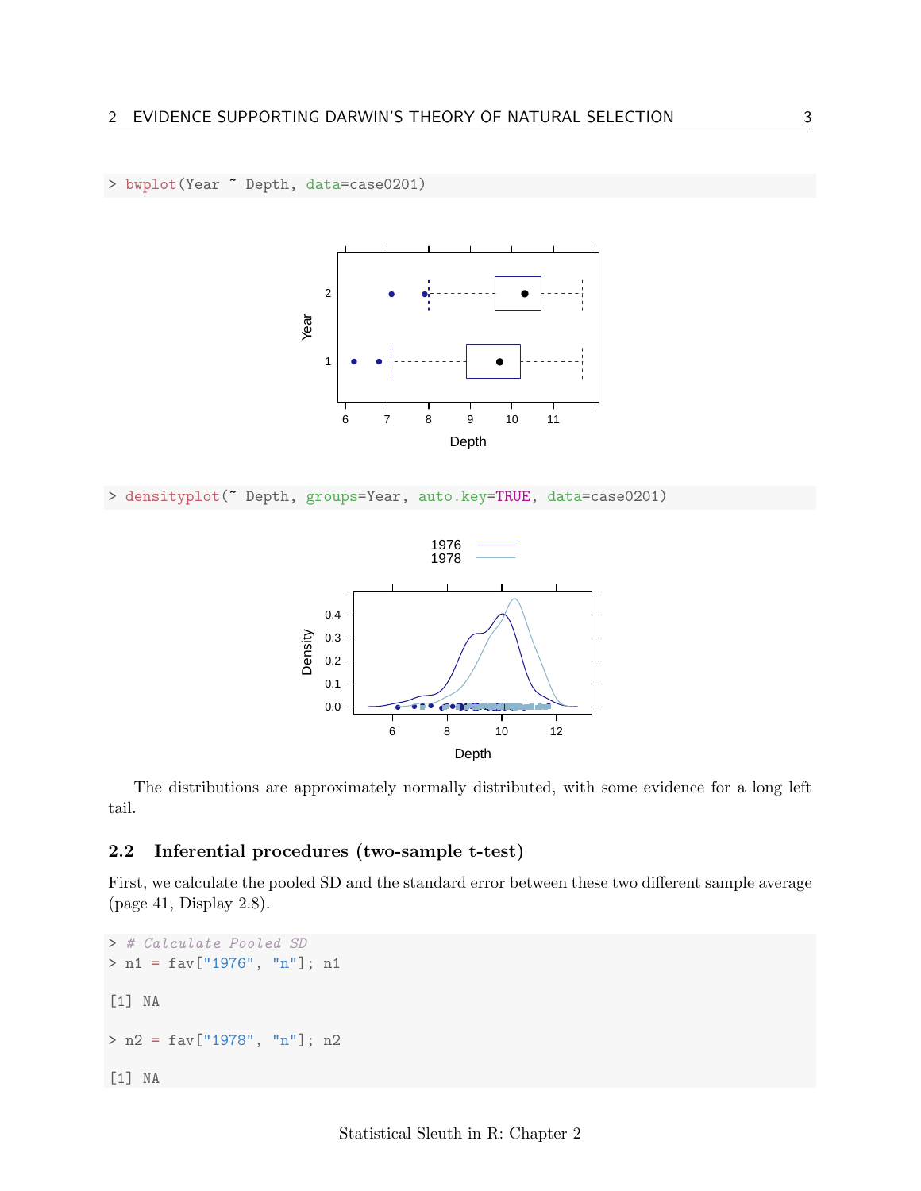```
> bwplot(Year ~ Depth, data=case0201)
```

```
> densityplot(~ Depth, groups=Year, auto.key=TRUE, data=case0201)
```

The distributions are approximately normally distributed, with some evidence for a long left tail.

### 2.2 Inferential procedures (two-sample t-test)

First, we calculate the pooled SD and the standard error between these two different sample average (page 41, Display 2.8).

```
> # Calculate Pooled SD
> n1 = fav["1976", "n"]; n1

[1] NA

> n2 = fav["1978", "n"]; n2

[1] NA
```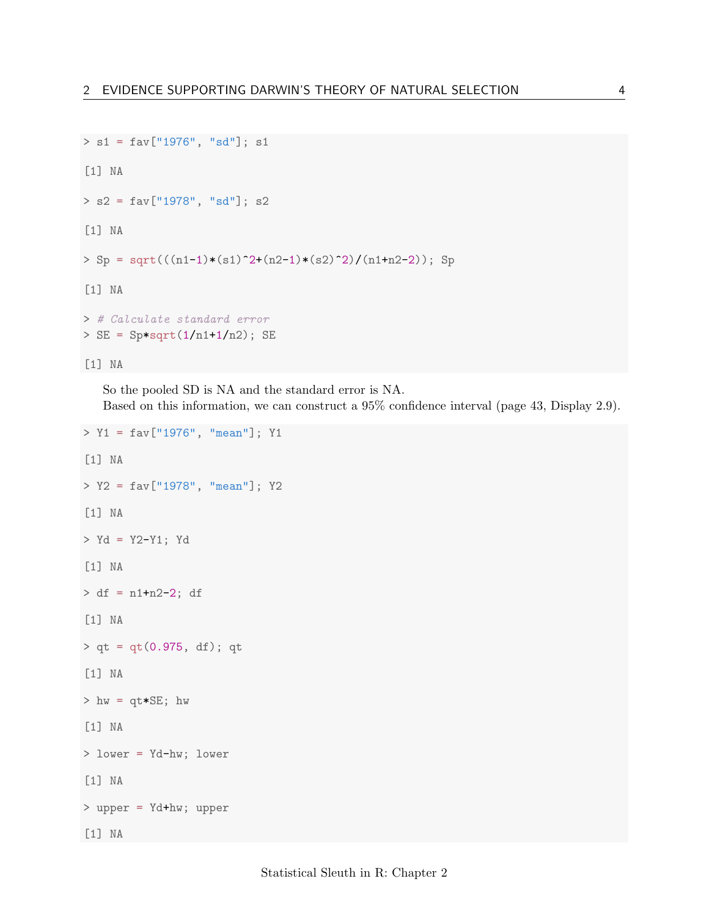```
> s1 = fav["1976", "sd"]; s1

[1] NA

> s2 = fav["1978", "sd"]; s2

[1] NA

> Sp = sqrt(((n1-1)*(s1)^2+(n2-1)*(s2)^2)/(n1+n2-2)); Sp

[1] NA

> # Calculate standard error
> SE = Sp*sqrt(1/n1+1/n2); SE

[1] NA
```

So the pooled SD is NA and the standard error is NA.

Based on this information, we can construct a 95% confidence interval (page 43, Display 2.9).

```
> Y1 = fav["1976", "mean"]; Y1

[1] NA

> Y2 = fav["1978", "mean"]; Y2

[1] NA

> Yd = Y2-Y1; Yd

[1] NA

> df = n1+n2-2; df

[1] NA

> qt = qt(0.975, df); qt

[1] NA

> hw = qt*SE; hw

[1] NA

> lower = Yd-hw; lower

[1] NA

> upper = Yd+hw; upper

[1] NA
```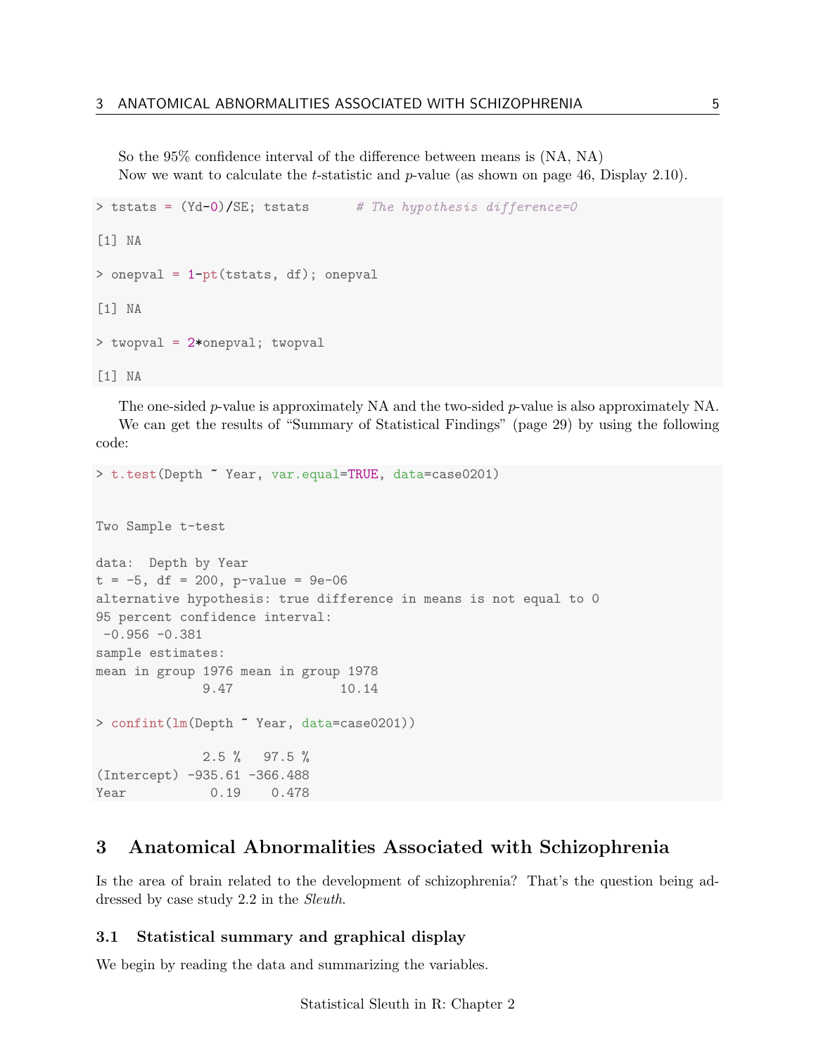So the 95% confidence interval of the difference between means is (NA, NA)

Now we want to calculate the $t$-statistic and $p$-value (as shown on page 46, Display 2.10).

```
> tstats = (Yd-0)/SE; tstats      # The hypothesis difference=0

[1] NA

> onepval = 1-pt(tstats, df); onepval

[1] NA

> twopval = 2*onepval; twopval

[1] NA
```

The one-sided $p$-value is approximately NA and the two-sided $p$-value is also approximately NA.

We can get the results of "Summary of Statistical Findings" (page 29) by using the following code:

```
> t.test(Depth ~ Year, var.equal=TRUE, data=case0201)


Two Sample t-test

data:  Depth by Year
t = -5, df = 200, p-value = 9e-06
alternative hypothesis: true difference in means is not equal to 0
95 percent confidence interval:
 -0.956 -0.381
sample estimates:
mean in group 1976 mean in group 1978
              9.47              10.14

> confint(lm(Depth ~ Year, data=case0201))

              2.5 %   97.5 %
(Intercept) -935.61 -366.488
Year           0.19    0.478
```

# 3 Anatomical Abnormalities Associated with Schizophrenia

Is the area of brain related to the development of schizophrenia? That's the question being addressed by case study 2.2 in the *Sleuth*.

## 3.1 Statistical summary and graphical display

We begin by reading the data and summarizing the variables.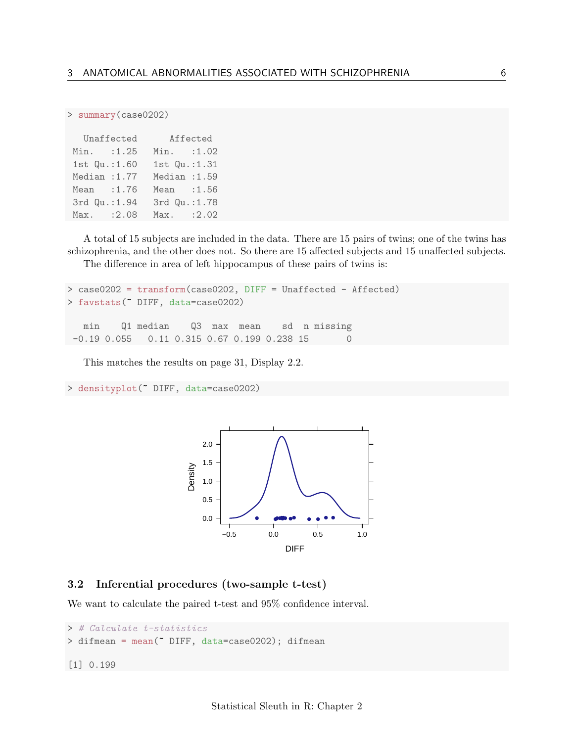```
> summary(case0202)

   Unaffected      Affected
 Min.   :1.25   Min.   :1.02
 1st Qu.:1.60   1st Qu.:1.31
 Median :1.77   Median :1.59
 Mean   :1.76   Mean   :1.56
 3rd Qu.:1.94   3rd Qu.:1.78
 Max.   :2.08   Max.   :2.02
```

A total of 15 subjects are included in the data. There are 15 pairs of twins; one of the twins has schizophrenia, and the other does not. So there are 15 affected subjects and 15 unaffected subjects.

The difference in area of left hippocampus of these pairs of twins is:

```
> case0202 = transform(case0202, DIFF = Unaffected - Affected)
> favstats(~ DIFF, data=case0202)

   min    Q1 median    Q3  max  mean    sd  n missing
 -0.19 0.055   0.11 0.315 0.67 0.199 0.238 15       0
```

This matches the results on page 31, Display 2.2.

```
> densityplot(~ DIFF, data=case0202)
```

### 3.2 Inferential procedures (two-sample t-test)

We want to calculate the paired t-test and 95% confidence interval.

```
> # Calculate t-statistics
> difmean = mean(~ DIFF, data=case0202); difmean

[1] 0.199
```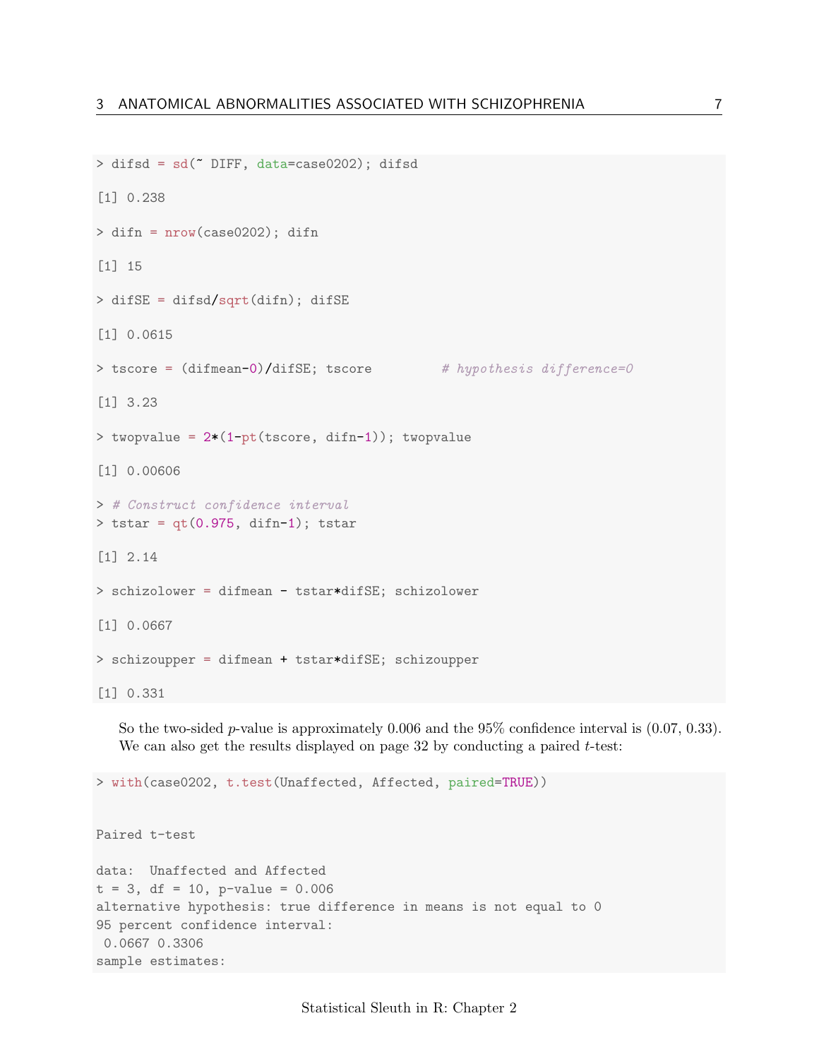```
> difsd = sd(~ DIFF, data=case0202); difsd

[1] 0.238

> difn = nrow(case0202); difn

[1] 15

> difSE = difsd/sqrt(difn); difSE

[1] 0.0615

> tscore = (difmean-0)/difSE; tscore         # hypothesis difference=0

[1] 3.23

> twopvalue = 2*(1-pt(tscore, difn-1)); twopvalue

[1] 0.00606

> # Construct confidence interval
> tstar = qt(0.975, difn-1); tstar

[1] 2.14

> schizolower = difmean - tstar*difSE; schizolower

[1] 0.0667

> schizoupper = difmean + tstar*difSE; schizoupper

[1] 0.331
```

So the two-sided $p$-value is approximately 0.006 and the 95% confidence interval is (0.07, 0.33). We can also get the results displayed on page 32 by conducting a paired $t$-test:

```
> with(case0202, t.test(Unaffected, Affected, paired=TRUE))


Paired t-test

data:  Unaffected and Affected
t = 3, df = 10, p-value = 0.006
alternative hypothesis: true difference in means is not equal to 0
95 percent confidence interval:
 0.0667 0.3306
sample estimates:
```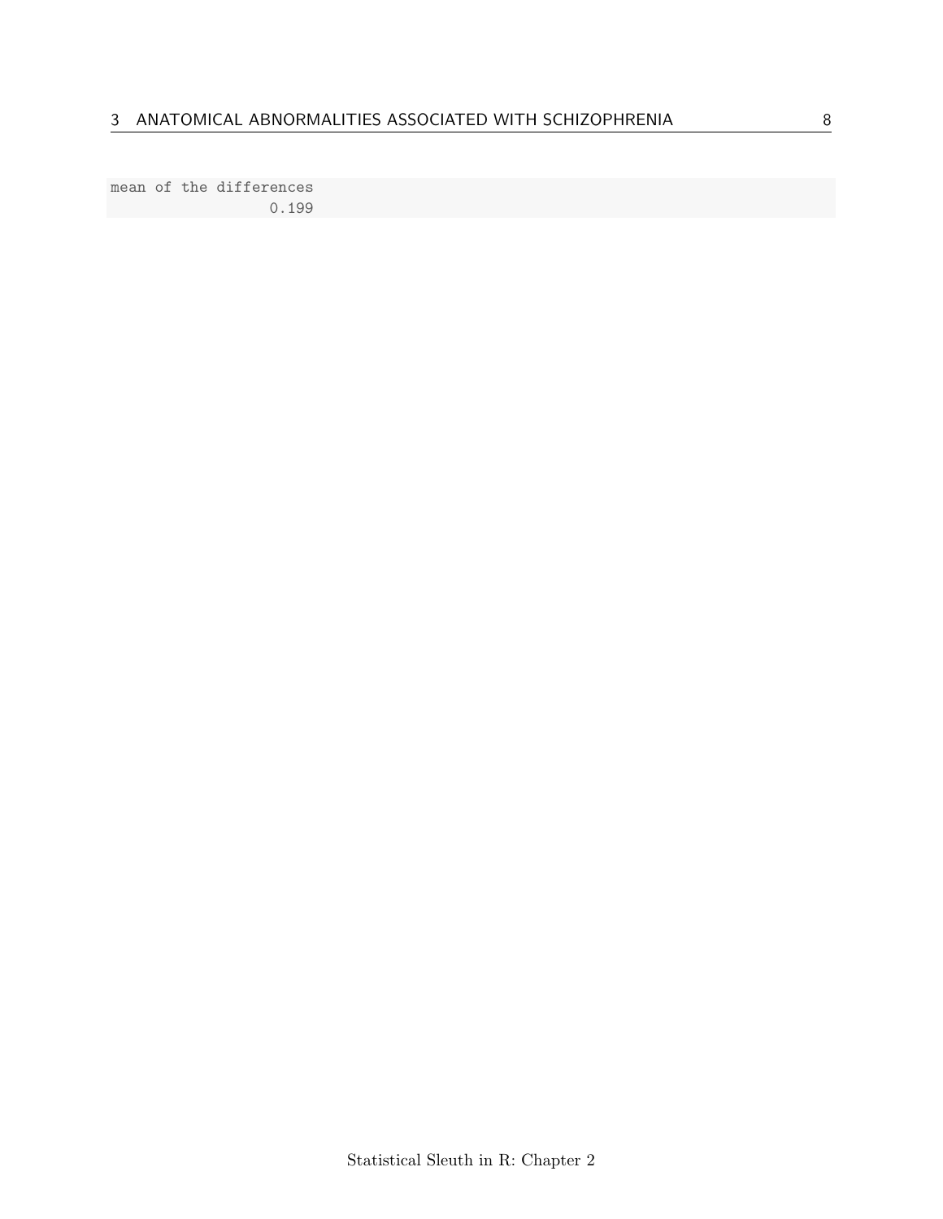```
mean of the differences
                  0.199
```